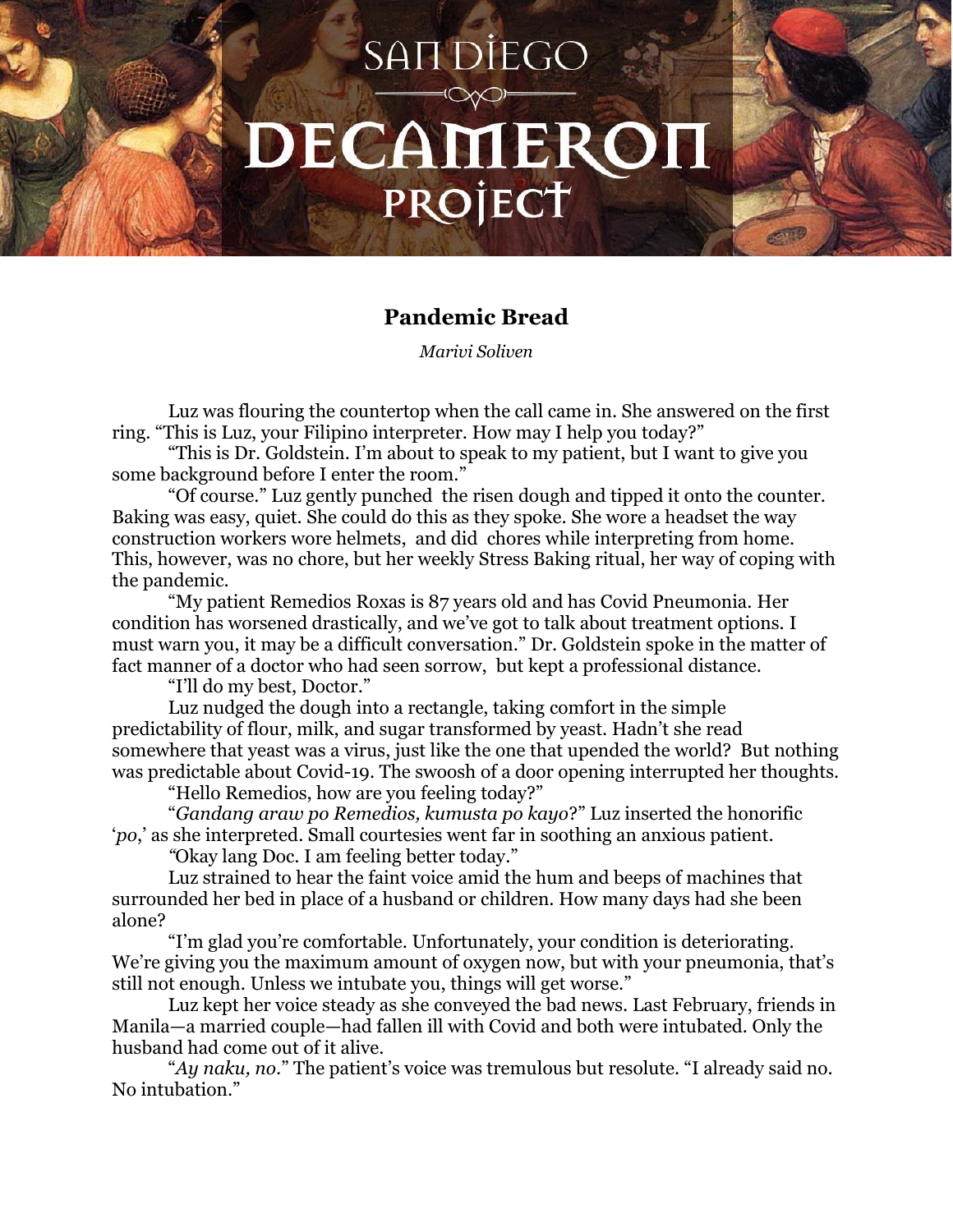# Pandemic Bread

*Marivi Soliven*

Luz was flouring the countertop when the call came in. She answered on the first ring. "This is Luz, your Filipino interpreter. How may I help you today?"

"This is Dr. Goldstein. I'm about to speak to my patient, but I want to give you some background before I enter the room."

"Of course." Luz gently punched the risen dough and tipped it onto the counter. Baking was easy, quiet. She could do this as they spoke. She wore a headset the way construction workers wore helmets, and did chores while interpreting from home. This, however, was no chore, but her weekly Stress Baking ritual, her way of coping with the pandemic.

"My patient Remedios Roxas is 87 years old and has Covid Pneumonia. Her condition has worsened drastically, and we've got to talk about treatment options. I must warn you, it may be a difficult conversation." Dr. Goldstein spoke in the matter of fact manner of a doctor who had seen sorrow, but kept a professional distance.

"I'll do my best, Doctor."

Luz nudged the dough into a rectangle, taking comfort in the simple predictability of flour, milk, and sugar transformed by yeast. Hadn't she read somewhere that yeast was a virus, just like the one that upended the world? But nothing was predictable about Covid-19. The swoosh of a door opening interrupted her thoughts.

"Hello Remedios, how are you feeling today?"

"*Gandang araw po Remedios, kumusta po kayo*?" Luz inserted the honorific '*po*,' as she interpreted. Small courtesies went far in soothing an anxious patient.

*"*Okay lang Doc. I am feeling better today."

Luz strained to hear the faint voice amid the hum and beeps of machines that surrounded her bed in place of a husband or children. How many days had she been alone?

"I'm glad you're comfortable. Unfortunately, your condition is deteriorating. We're giving you the maximum amount of oxygen now, but with your pneumonia, that's still not enough. Unless we intubate you, things will get worse."

Luz kept her voice steady as she conveyed the bad news. Last February, friends in Manila—a married couple—had fallen ill with Covid and both were intubated. Only the husband had come out of it alive.

"*Ay naku, no*." The patient's voice was tremulous but resolute. "I already said no. No intubation."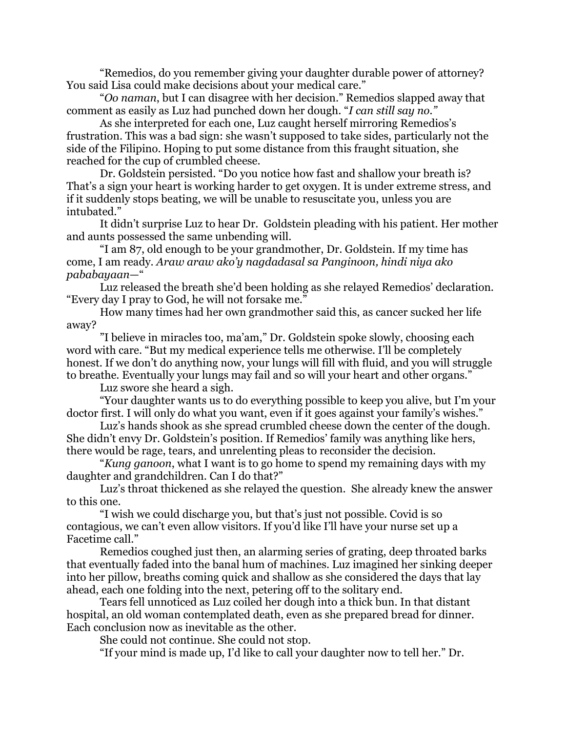"Remedios, do you remember giving your daughter durable power of attorney? You said Lisa could make decisions about your medical care."

"*Oo naman*, but I can disagree with her decision." Remedios slapped away that comment as easily as Luz had punched down her dough. "*I can still say no.*"

As she interpreted for each one, Luz caught herself mirroring Remedios's frustration. This was a bad sign: she wasn't supposed to take sides, particularly not the side of the Filipino. Hoping to put some distance from this fraught situation, she reached for the cup of crumbled cheese.

Dr. Goldstein persisted. "Do you notice how fast and shallow your breath is? That's a sign your heart is working harder to get oxygen. It is under extreme stress, and if it suddenly stops beating, we will be unable to resuscitate you, unless you are intubated."

It didn't surprise Luz to hear Dr. Goldstein pleading with his patient. Her mother and aunts possessed the same unbending will.

"I am 87, old enough to be your grandmother, Dr. Goldstein. If my time has come, I am ready. *Araw araw ako'y nagdadasal sa Panginoon, hindi niya ako pababayaan—*"

Luz released the breath she'd been holding as she relayed Remedios' declaration. "Every day I pray to God, he will not forsake me."

How many times had her own grandmother said this, as cancer sucked her life away?

"I believe in miracles too, ma'am," Dr. Goldstein spoke slowly, choosing each word with care. "But my medical experience tells me otherwise. I'll be completely honest. If we don't do anything now, your lungs will fill with fluid, and you will struggle to breathe. Eventually your lungs may fail and so will your heart and other organs."

Luz swore she heard a sigh.

"Your daughter wants us to do everything possible to keep you alive, but I'm your doctor first. I will only do what you want, even if it goes against your family's wishes."

Luz's hands shook as she spread crumbled cheese down the center of the dough. She didn't envy Dr. Goldstein's position. If Remedios' family was anything like hers, there would be rage, tears, and unrelenting pleas to reconsider the decision.

"*Kung ganoon*, what I want is to go home to spend my remaining days with my daughter and grandchildren. Can I do that?"

Luz's throat thickened as she relayed the question. She already knew the answer to this one.

"I wish we could discharge you, but that's just not possible. Covid is so contagious, we can't even allow visitors. If you'd like I'll have your nurse set up a Facetime call."

Remedios coughed just then, an alarming series of grating, deep throated barks that eventually faded into the banal hum of machines. Luz imagined her sinking deeper into her pillow, breaths coming quick and shallow as she considered the days that lay ahead, each one folding into the next, petering off to the solitary end.

Tears fell unnoticed as Luz coiled her dough into a thick bun. In that distant hospital, an old woman contemplated death, even as she prepared bread for dinner. Each conclusion now as inevitable as the other.

She could not continue. She could not stop.

"If your mind is made up, I'd like to call your daughter now to tell her." Dr.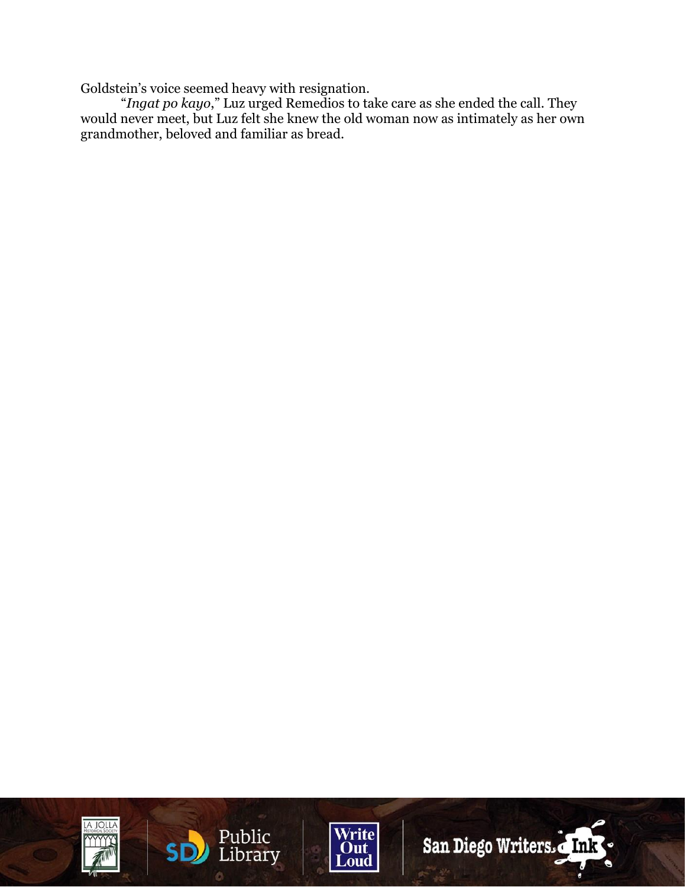Goldstein's voice seemed heavy with resignation.

"*Ingat po kayo*," Luz urged Remedios to take care as she ended the call. They would never meet, but Luz felt she knew the old woman now as intimately as her own grandmother, beloved and familiar as bread.